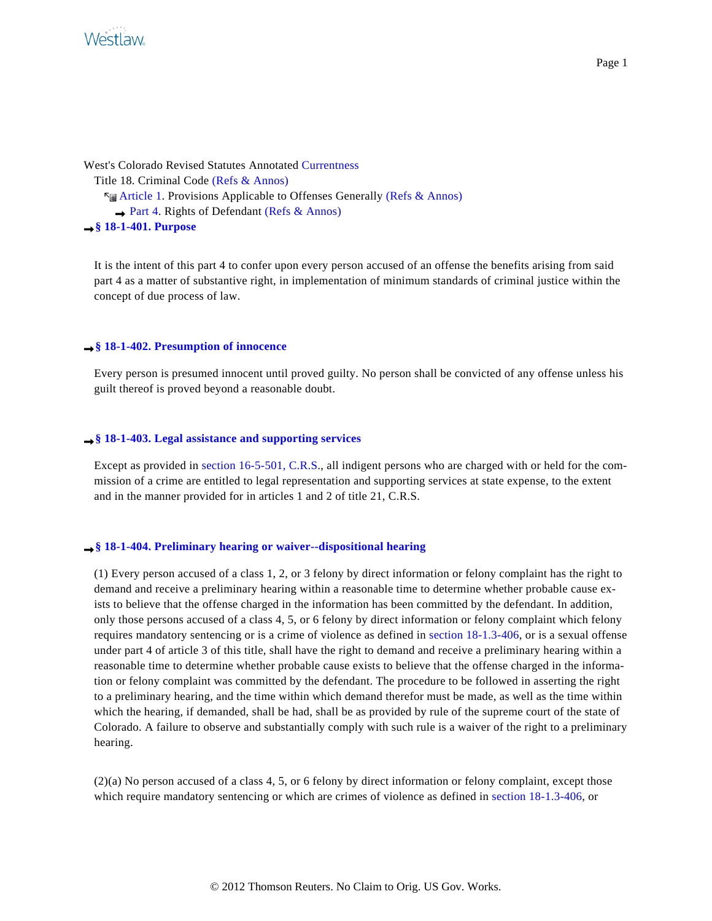West's Colorado Revised Statutes Annotated Currentness

Title 18. Criminal Code (Refs & Annos)

Article 1. Provisions Applicable to Offenses Generally (Refs & Annos)

Part 4. Rights of Defendant (Refs & Annos)

### § 18-1-401. Purpose

It is the intent of this part 4 to confer upon every person accused of an offense the benefits arising from said part 4 as a matter of substantive right, in implementation of minimum standards of criminal justice within the concept of due process of law.

### § 18-1-402. Presumption of innocence

Every person is presumed innocent until proved guilty. No person shall be convicted of any offense unless his guilt thereof is proved beyond a reasonable doubt.

### § 18-1-403. Legal assistance and supporting services

Except as provided in section 16-5-501, C.R.S., all indigent persons who are charged with or held for the commission of a crime are entitled to legal representation and supporting services at state expense, to the extent and in the manner provided for in articles 1 and 2 of title 21, C.R.S.

### § 18-1-404. Preliminary hearing or waiver--dispositional hearing

(1) Every person accused of a class 1, 2, or 3 felony by direct information or felony complaint has the right to demand and receive a preliminary hearing within a reasonable time to determine whether probable cause exists to believe that the offense charged in the information has been committed by the defendant. In addition, only those persons accused of a class 4, 5, or 6 felony by direct information or felony complaint which felony requires mandatory sentencing or is a crime of violence as defined in section 18-1.3-406, or is a sexual offense under part 4 of article 3 of this title, shall have the right to demand and receive a preliminary hearing within a reasonable time to determine whether probable cause exists to believe that the offense charged in the information or felony complaint was committed by the defendant. The procedure to be followed in asserting the right to a preliminary hearing, and the time within which demand therefor must be made, as well as the time within which the hearing, if demanded, shall be had, shall be as provided by rule of the supreme court of the state of Colorado. A failure to observe and substantially comply with such rule is a waiver of the right to a preliminary hearing.

(2)(a) No person accused of a class 4, 5, or 6 felony by direct information or felony complaint, except those which require mandatory sentencing or which are crimes of violence as defined in section 18-1.3-406, or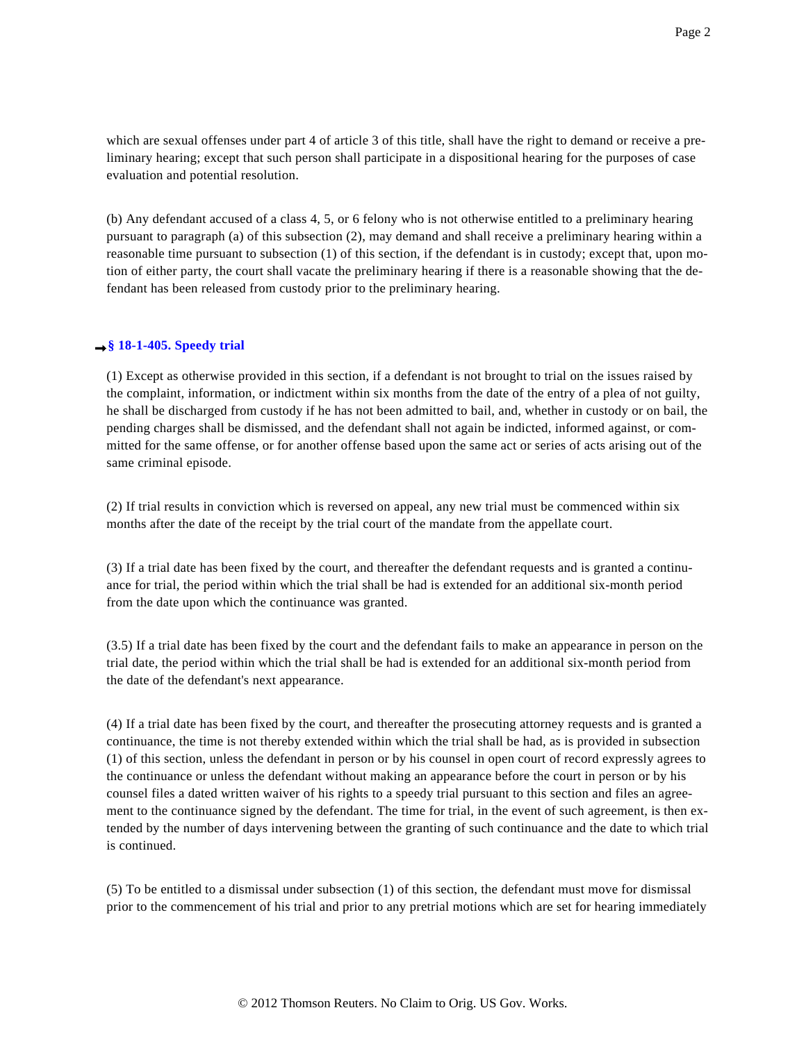which are sexual offenses under part 4 of article 3 of this title, shall have the right to demand or receive a preliminary hearing; except that such person shall participate in a dispositional hearing for the purposes of case evaluation and potential resolution.

(b) Any defendant accused of a class 4, 5, or 6 felony who is not otherwise entitled to a preliminary hearing pursuant to paragraph (a) of this subsection (2), may demand and shall receive a preliminary hearing within a reasonable time pursuant to subsection (1) of this section, if the defendant is in custody; except that, upon motion of either party, the court shall vacate the preliminary hearing if there is a reasonable showing that the defendant has been released from custody prior to the preliminary hearing.

### § 18-1-405. Speedy trial

(1) Except as otherwise provided in this section, if a defendant is not brought to trial on the issues raised by the complaint, information, or indictment within six months from the date of the entry of a plea of not guilty, he shall be discharged from custody if he has not been admitted to bail, and, whether in custody or on bail, the pending charges shall be dismissed, and the defendant shall not again be indicted, informed against, or committed for the same offense, or for another offense based upon the same act or series of acts arising out of the same criminal episode.

(2) If trial results in conviction which is reversed on appeal, any new trial must be commenced within six months after the date of the receipt by the trial court of the mandate from the appellate court.

(3) If a trial date has been fixed by the court, and thereafter the defendant requests and is granted a continuance for trial, the period within which the trial shall be had is extended for an additional six-month period from the date upon which the continuance was granted.

(3.5) If a trial date has been fixed by the court and the defendant fails to make an appearance in person on the trial date, the period within which the trial shall be had is extended for an additional six-month period from the date of the defendant's next appearance.

(4) If a trial date has been fixed by the court, and thereafter the prosecuting attorney requests and is granted a continuance, the time is not thereby extended within which the trial shall be had, as is provided in subsection (1) of this section, unless the defendant in person or by his counsel in open court of record expressly agrees to the continuance or unless the defendant without making an appearance before the court in person or by his counsel files a dated written waiver of his rights to a speedy trial pursuant to this section and files an agreement to the continuance signed by the defendant. The time for trial, in the event of such agreement, is then extended by the number of days intervening between the granting of such continuance and the date to which trial is continued.

(5) To be entitled to a dismissal under subsection (1) of this section, the defendant must move for dismissal prior to the commencement of his trial and prior to any pretrial motions which are set for hearing immediately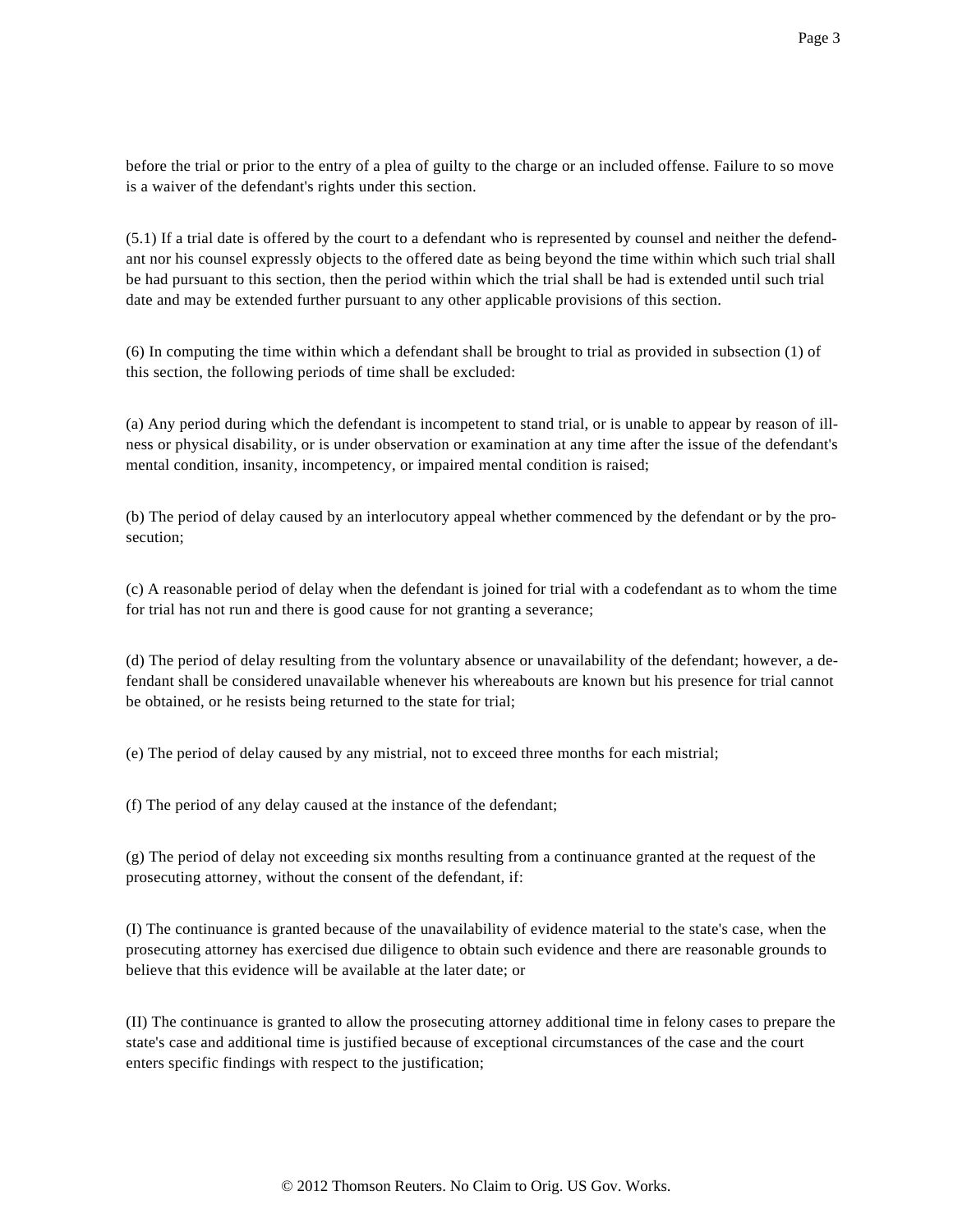before the trial or prior to the entry of a plea of guilty to the charge or an included offense. Failure to so move is a waiver of the defendant's rights under this section.

(5.1) If a trial date is offered by the court to a defendant who is represented by counsel and neither the defendant nor his counsel expressly objects to the offered date as being beyond the time within which such trial shall be had pursuant to this section, then the period within which the trial shall be had is extended until such trial date and may be extended further pursuant to any other applicable provisions of this section.

(6) In computing the time within which a defendant shall be brought to trial as provided in subsection (1) of this section, the following periods of time shall be excluded:

(a) Any period during which the defendant is incompetent to stand trial, or is unable to appear by reason of illness or physical disability, or is under observation or examination at any time after the issue of the defendant's mental condition, insanity, incompetency, or impaired mental condition is raised;

(b) The period of delay caused by an interlocutory appeal whether commenced by the defendant or by the prosecution;

(c) A reasonable period of delay when the defendant is joined for trial with a codefendant as to whom the time for trial has not run and there is good cause for not granting a severance;

(d) The period of delay resulting from the voluntary absence or unavailability of the defendant; however, a defendant shall be considered unavailable whenever his whereabouts are known but his presence for trial cannot be obtained, or he resists being returned to the state for trial;

(e) The period of delay caused by any mistrial, not to exceed three months for each mistrial;

(f) The period of any delay caused at the instance of the defendant;

(g) The period of delay not exceeding six months resulting from a continuance granted at the request of the prosecuting attorney, without the consent of the defendant, if:

(I) The continuance is granted because of the unavailability of evidence material to the state's case, when the prosecuting attorney has exercised due diligence to obtain such evidence and there are reasonable grounds to believe that this evidence will be available at the later date; or

(II) The continuance is granted to allow the prosecuting attorney additional time in felony cases to prepare the state's case and additional time is justified because of exceptional circumstances of the case and the court enters specific findings with respect to the justification;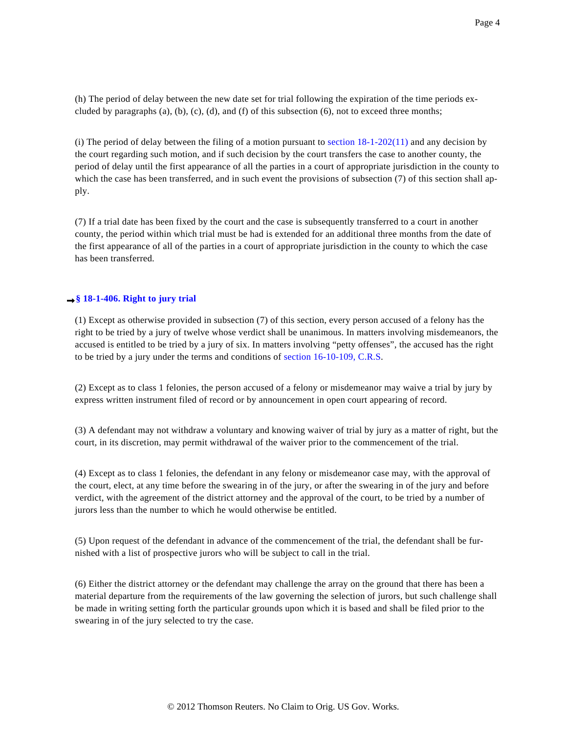(h) The period of delay between the new date set for trial following the expiration of the time periods excluded by paragraphs (a), (b), (c), (d), and (f) of this subsection (6), not to exceed three months;

(i) The period of delay between the filing of a motion pursuant to section 18-1-202(11) and any decision by the court regarding such motion, and if such decision by the court transfers the case to another county, the period of delay until the first appearance of all the parties in a court of appropriate jurisdiction in the county to which the case has been transferred, and in such event the provisions of subsection (7) of this section shall apply.

(7) If a trial date has been fixed by the court and the case is subsequently transferred to a court in another county, the period within which trial must be had is extended for an additional three months from the date of the first appearance of all of the parties in a court of appropriate jurisdiction in the county to which the case has been transferred.

### § 18-1-406. Right to jury trial

(1) Except as otherwise provided in subsection (7) of this section, every person accused of a felony has the right to be tried by a jury of twelve whose verdict shall be unanimous. In matters involving misdemeanors, the accused is entitled to be tried by a jury of six. In matters involving "petty offenses", the accused has the right to be tried by a jury under the terms and conditions of section 16-10-109, C.R.S.

(2) Except as to class 1 felonies, the person accused of a felony or misdemeanor may waive a trial by jury by express written instrument filed of record or by announcement in open court appearing of record.

(3) A defendant may not withdraw a voluntary and knowing waiver of trial by jury as a matter of right, but the court, in its discretion, may permit withdrawal of the waiver prior to the commencement of the trial.

(4) Except as to class 1 felonies, the defendant in any felony or misdemeanor case may, with the approval of the court, elect, at any time before the swearing in of the jury, or after the swearing in of the jury and before verdict, with the agreement of the district attorney and the approval of the court, to be tried by a number of jurors less than the number to which he would otherwise be entitled.

(5) Upon request of the defendant in advance of the commencement of the trial, the defendant shall be furnished with a list of prospective jurors who will be subject to call in the trial.

(6) Either the district attorney or the defendant may challenge the array on the ground that there has been a material departure from the requirements of the law governing the selection of jurors, but such challenge shall be made in writing setting forth the particular grounds upon which it is based and shall be filed prior to the swearing in of the jury selected to try the case.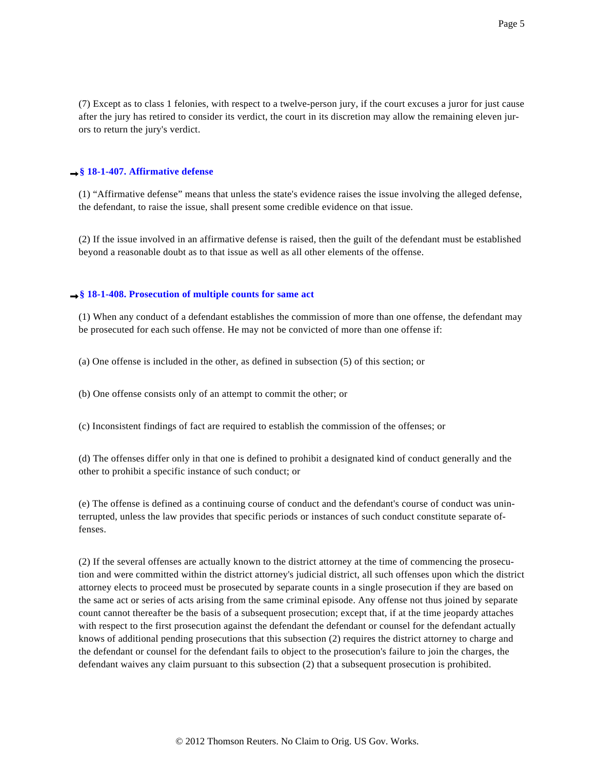(7) Except as to class 1 felonies, with respect to a twelve-person jury, if the court excuses a juror for just cause after the jury has retired to consider its verdict, the court in its discretion may allow the remaining eleven jurors to return the jury's verdict.

### § 18-1-407. Affirmative defense

(1) "Affirmative defense" means that unless the state's evidence raises the issue involving the alleged defense, the defendant, to raise the issue, shall present some credible evidence on that issue.

(2) If the issue involved in an affirmative defense is raised, then the guilt of the defendant must be established beyond a reasonable doubt as to that issue as well as all other elements of the offense.

### § 18-1-408. Prosecution of multiple counts for same act

(1) When any conduct of a defendant establishes the commission of more than one offense, the defendant may be prosecuted for each such offense. He may not be convicted of more than one offense if:

(a) One offense is included in the other, as defined in subsection (5) of this section; or

(b) One offense consists only of an attempt to commit the other; or

(c) Inconsistent findings of fact are required to establish the commission of the offenses; or

(d) The offenses differ only in that one is defined to prohibit a designated kind of conduct generally and the other to prohibit a specific instance of such conduct; or

(e) The offense is defined as a continuing course of conduct and the defendant's course of conduct was uninterrupted, unless the law provides that specific periods or instances of such conduct constitute separate offenses.

(2) If the several offenses are actually known to the district attorney at the time of commencing the prosecution and were committed within the district attorney's judicial district, all such offenses upon which the district attorney elects to proceed must be prosecuted by separate counts in a single prosecution if they are based on the same act or series of acts arising from the same criminal episode. Any offense not thus joined by separate count cannot thereafter be the basis of a subsequent prosecution; except that, if at the time jeopardy attaches with respect to the first prosecution against the defendant the defendant or counsel for the defendant actually knows of additional pending prosecutions that this subsection (2) requires the district attorney to charge and the defendant or counsel for the defendant fails to object to the prosecution's failure to join the charges, the defendant waives any claim pursuant to this subsection (2) that a subsequent prosecution is prohibited.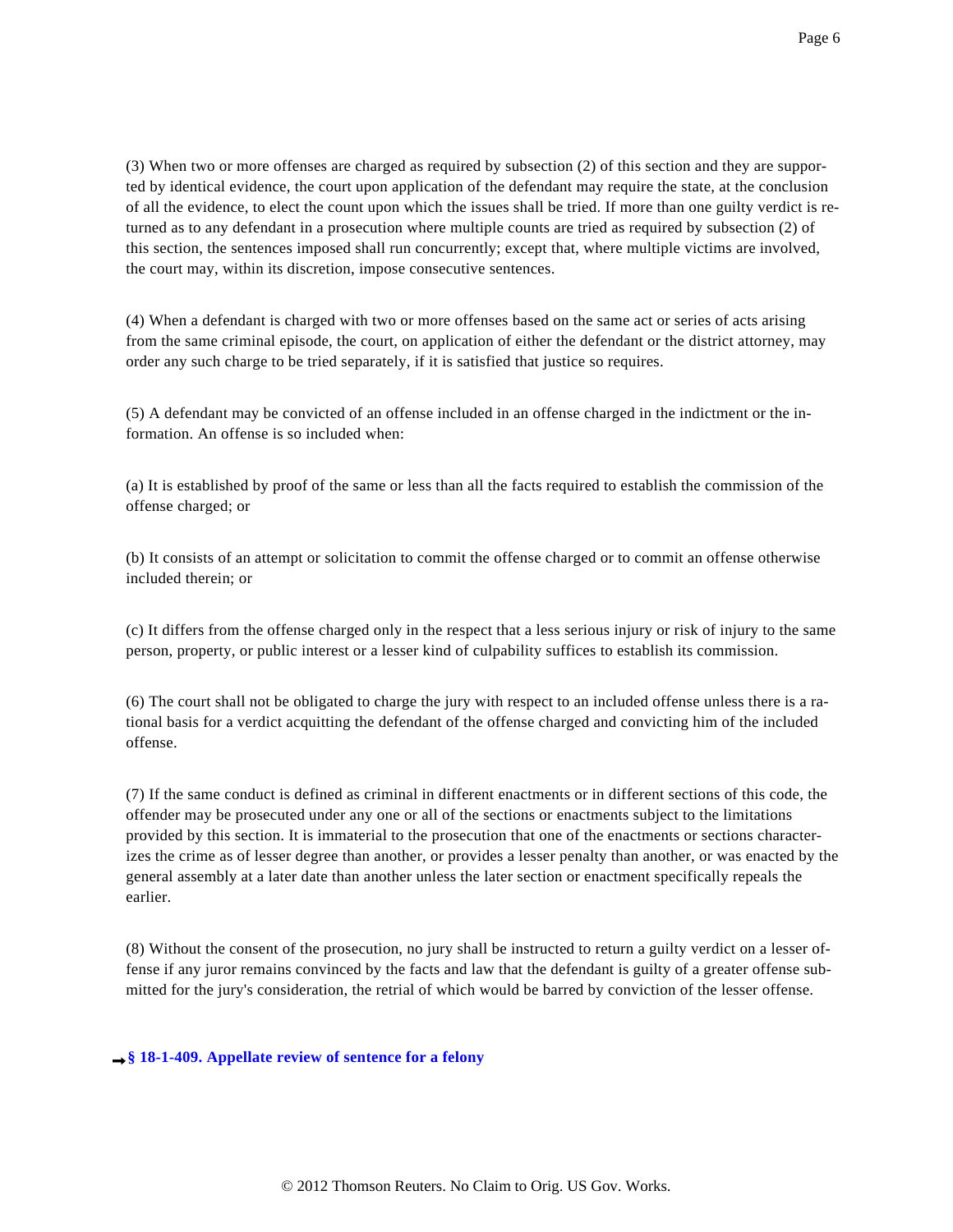(3) When two or more offenses are charged as required by subsection (2) of this section and they are supported by identical evidence, the court upon application of the defendant may require the state, at the conclusion of all the evidence, to elect the count upon which the issues shall be tried. If more than one guilty verdict is returned as to any defendant in a prosecution where multiple counts are tried as required by subsection (2) of this section, the sentences imposed shall run concurrently; except that, where multiple victims are involved, the court may, within its discretion, impose consecutive sentences.

(4) When a defendant is charged with two or more offenses based on the same act or series of acts arising from the same criminal episode, the court, on application of either the defendant or the district attorney, may order any such charge to be tried separately, if it is satisfied that justice so requires.

(5) A defendant may be convicted of an offense included in an offense charged in the indictment or the information. An offense is so included when:

(a) It is established by proof of the same or less than all the facts required to establish the commission of the offense charged; or

(b) It consists of an attempt or solicitation to commit the offense charged or to commit an offense otherwise included therein; or

(c) It differs from the offense charged only in the respect that a less serious injury or risk of injury to the same person, property, or public interest or a lesser kind of culpability suffices to establish its commission.

(6) The court shall not be obligated to charge the jury with respect to an included offense unless there is a rational basis for a verdict acquitting the defendant of the offense charged and convicting him of the included offense.

(7) If the same conduct is defined as criminal in different enactments or in different sections of this code, the offender may be prosecuted under any one or all of the sections or enactments subject to the limitations provided by this section. It is immaterial to the prosecution that one of the enactments or sections characterizes the crime as of lesser degree than another, or provides a lesser penalty than another, or was enacted by the general assembly at a later date than another unless the later section or enactment specifically repeals the earlier.

(8) Without the consent of the prosecution, no jury shall be instructed to return a guilty verdict on a lesser offense if any juror remains convinced by the facts and law that the defendant is guilty of a greater offense submitted for the jury's consideration, the retrial of which would be barred by conviction of the lesser offense.

**§ 18-1-409. Appellate review of sentence for a felony**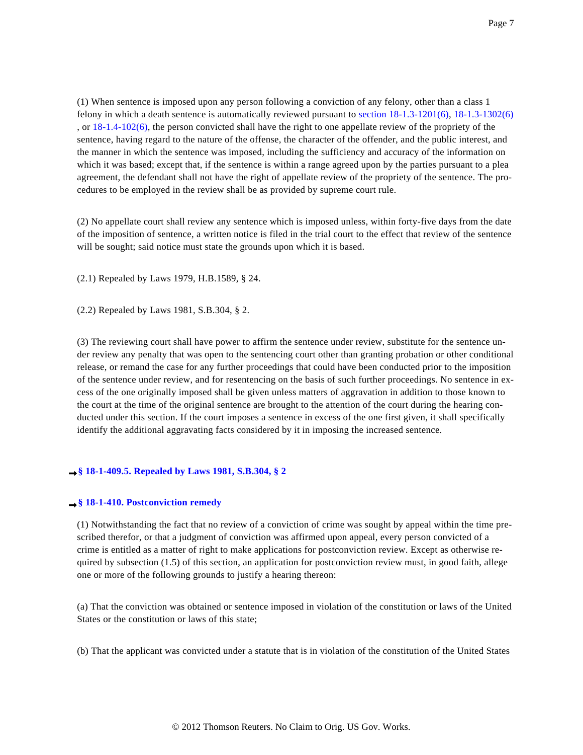(1) When sentence is imposed upon any person following a conviction of any felony, other than a class 1 felony in which a death sentence is automatically reviewed pursuant to section 18-1.3-1201(6), 18-1.3-1302(6), or 18-1.4-102(6), the person convicted shall have the right to one appellate review of the propriety of the sentence, having regard to the nature of the offense, the character of the offender, and the public interest, and the manner in which the sentence was imposed, including the sufficiency and accuracy of the information on which it was based; except that, if the sentence is within a range agreed upon by the parties pursuant to a plea agreement, the defendant shall not have the right of appellate review of the propriety of the sentence. The procedures to be employed in the review shall be as provided by supreme court rule.

(2) No appellate court shall review any sentence which is imposed unless, within forty-five days from the date of the imposition of sentence, a written notice is filed in the trial court to the effect that review of the sentence will be sought; said notice must state the grounds upon which it is based.

(2.1) Repealed by Laws 1979, H.B.1589, § 24.

(2.2) Repealed by Laws 1981, S.B.304, § 2.

(3) The reviewing court shall have power to affirm the sentence under review, substitute for the sentence under review any penalty that was open to the sentencing court other than granting probation or other conditional release, or remand the case for any further proceedings that could have been conducted prior to the imposition of the sentence under review, and for resentencing on the basis of such further proceedings. No sentence in excess of the one originally imposed shall be given unless matters of aggravation in addition to those known to the court at the time of the original sentence are brought to the attention of the court during the hearing conducted under this section. If the court imposes a sentence in excess of the one first given, it shall specifically identify the additional aggravating facts considered by it in imposing the increased sentence.

### § 18-1-409.5. Repealed by Laws 1981, S.B.304, § 2

### § 18-1-410. Postconviction remedy

(1) Notwithstanding the fact that no review of a conviction of crime was sought by appeal within the time prescribed therefor, or that a judgment of conviction was affirmed upon appeal, every person convicted of a crime is entitled as a matter of right to make applications for postconviction review. Except as otherwise required by subsection (1.5) of this section, an application for postconviction review must, in good faith, allege one or more of the following grounds to justify a hearing thereon:

(a) That the conviction was obtained or sentence imposed in violation of the constitution or laws of the United States or the constitution or laws of this state;

(b) That the applicant was convicted under a statute that is in violation of the constitution of the United States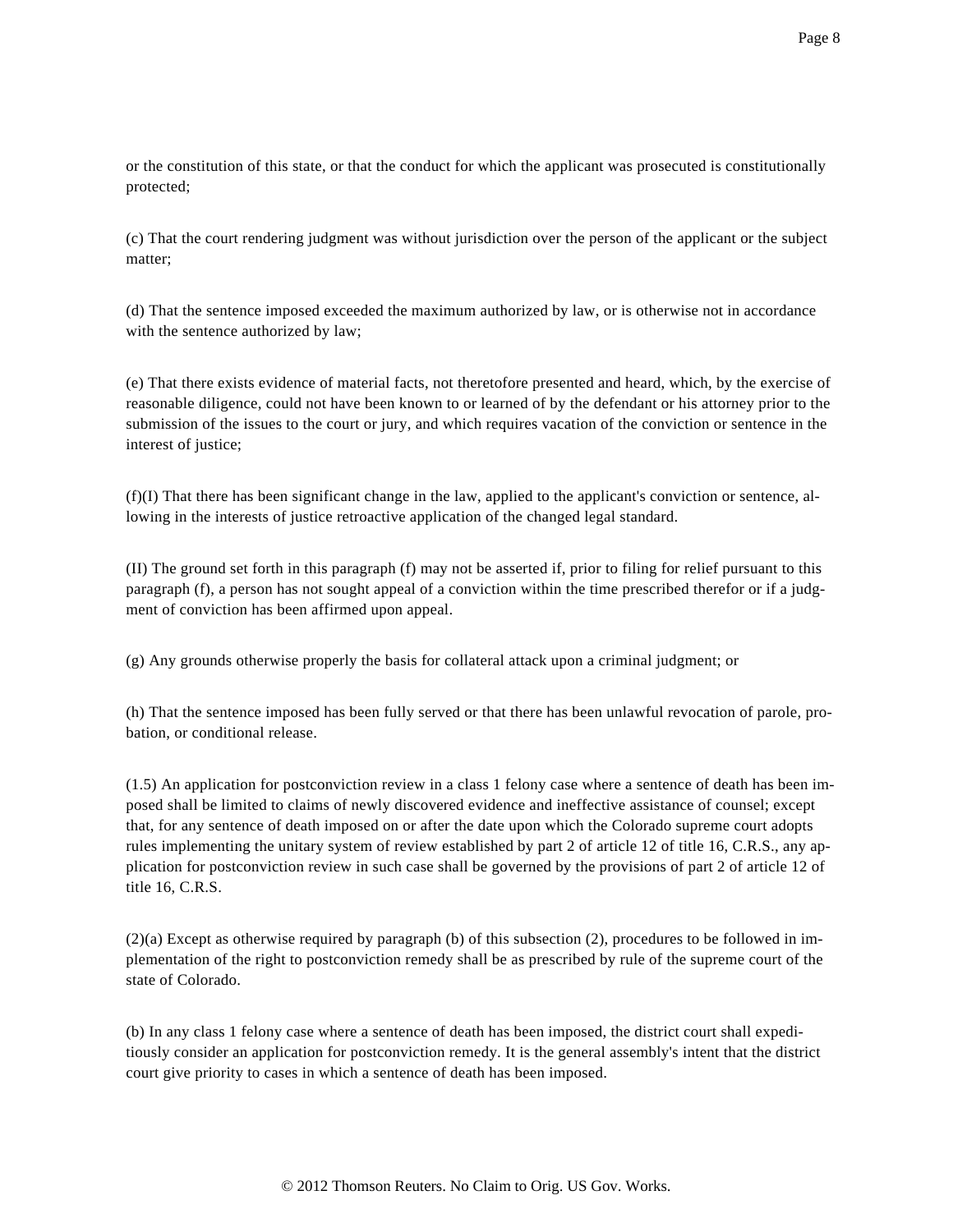or the constitution of this state, or that the conduct for which the applicant was prosecuted is constitutionally protected;

(c) That the court rendering judgment was without jurisdiction over the person of the applicant or the subject matter;

(d) That the sentence imposed exceeded the maximum authorized by law, or is otherwise not in accordance with the sentence authorized by law;

(e) That there exists evidence of material facts, not theretofore presented and heard, which, by the exercise of reasonable diligence, could not have been known to or learned of by the defendant or his attorney prior to the submission of the issues to the court or jury, and which requires vacation of the conviction or sentence in the interest of justice;

(f)(I) That there has been significant change in the law, applied to the applicant's conviction or sentence, allowing in the interests of justice retroactive application of the changed legal standard.

(II) The ground set forth in this paragraph (f) may not be asserted if, prior to filing for relief pursuant to this paragraph (f), a person has not sought appeal of a conviction within the time prescribed therefor or if a judgment of conviction has been affirmed upon appeal.

(g) Any grounds otherwise properly the basis for collateral attack upon a criminal judgment; or

(h) That the sentence imposed has been fully served or that there has been unlawful revocation of parole, probation, or conditional release.

(1.5) An application for postconviction review in a class 1 felony case where a sentence of death has been imposed shall be limited to claims of newly discovered evidence and ineffective assistance of counsel; except that, for any sentence of death imposed on or after the date upon which the Colorado supreme court adopts rules implementing the unitary system of review established by part 2 of article 12 of title 16, C.R.S., any application for postconviction review in such case shall be governed by the provisions of part 2 of article 12 of title 16, C.R.S.

(2)(a) Except as otherwise required by paragraph (b) of this subsection (2), procedures to be followed in implementation of the right to postconviction remedy shall be as prescribed by rule of the supreme court of the state of Colorado.

(b) In any class 1 felony case where a sentence of death has been imposed, the district court shall expeditiously consider an application for postconviction remedy. It is the general assembly's intent that the district court give priority to cases in which a sentence of death has been imposed.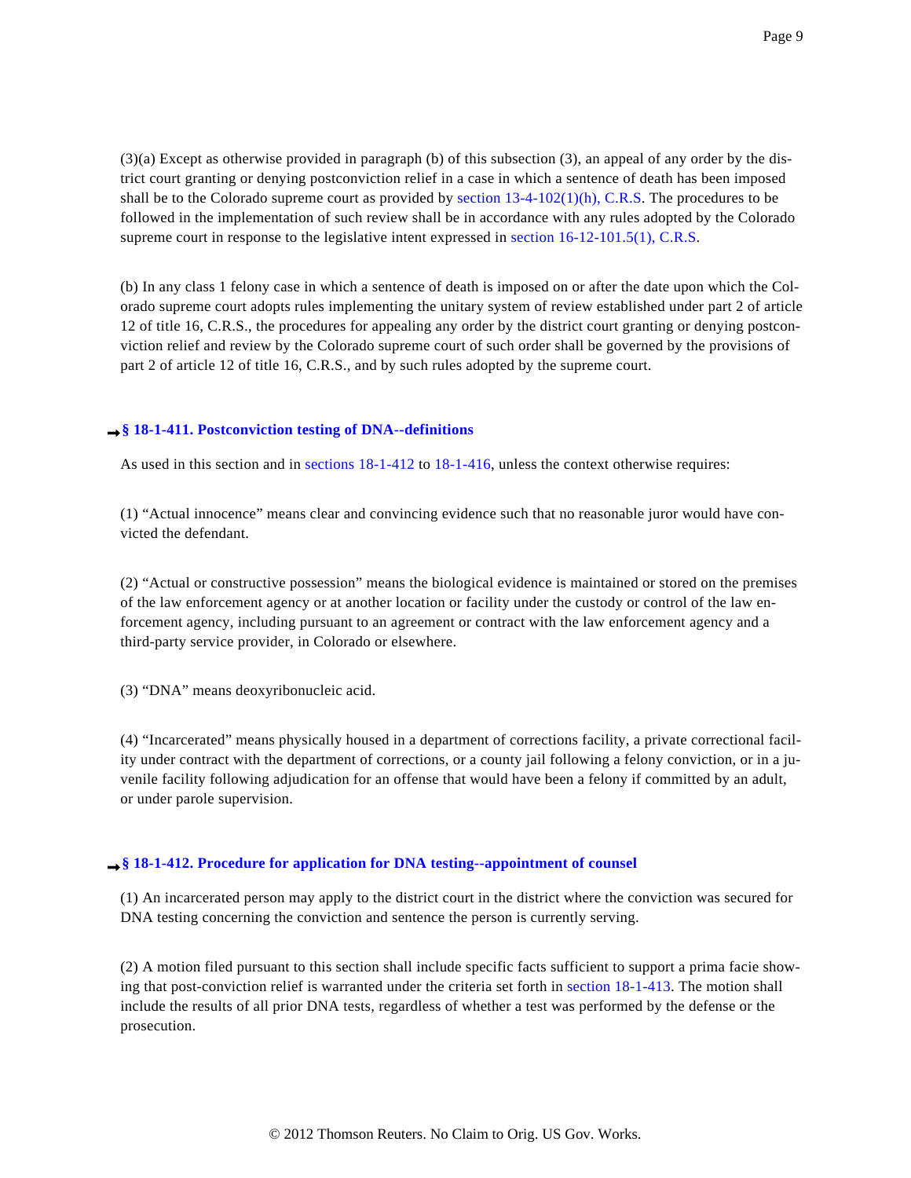(3)(a) Except as otherwise provided in paragraph (b) of this subsection (3), an appeal of any order by the district court granting or denying postconviction relief in a case in which a sentence of death has been imposed shall be to the Colorado supreme court as provided by section 13-4-102(1)(h), C.R.S. The procedures to be followed in the implementation of such review shall be in accordance with any rules adopted by the Colorado supreme court in response to the legislative intent expressed in section 16-12-101.5(1), C.R.S.

(b) In any class 1 felony case in which a sentence of death is imposed on or after the date upon which the Colorado supreme court adopts rules implementing the unitary system of review established under part 2 of article 12 of title 16, C.R.S., the procedures for appealing any order by the district court granting or denying postconviction relief and review by the Colorado supreme court of such order shall be governed by the provisions of part 2 of article 12 of title 16, C.R.S., and by such rules adopted by the supreme court.

### ➡ § 18-1-411. Postconviction testing of DNA--definitions

As used in this section and in sections 18-1-412 to 18-1-416, unless the context otherwise requires:

(1) "Actual innocence" means clear and convincing evidence such that no reasonable juror would have convicted the defendant.

(2) "Actual or constructive possession" means the biological evidence is maintained or stored on the premises of the law enforcement agency or at another location or facility under the custody or control of the law enforcement agency, including pursuant to an agreement or contract with the law enforcement agency and a third-party service provider, in Colorado or elsewhere.

(3) "DNA" means deoxyribonucleic acid.

(4) "Incarcerated" means physically housed in a department of corrections facility, a private correctional facility under contract with the department of corrections, or a county jail following a felony conviction, or in a juvenile facility following adjudication for an offense that would have been a felony if committed by an adult, or under parole supervision.

### ➡ § 18-1-412. Procedure for application for DNA testing--appointment of counsel

(1) An incarcerated person may apply to the district court in the district where the conviction was secured for DNA testing concerning the conviction and sentence the person is currently serving.

(2) A motion filed pursuant to this section shall include specific facts sufficient to support a prima facie showing that post-conviction relief is warranted under the criteria set forth in section 18-1-413. The motion shall include the results of all prior DNA tests, regardless of whether a test was performed by the defense or the prosecution.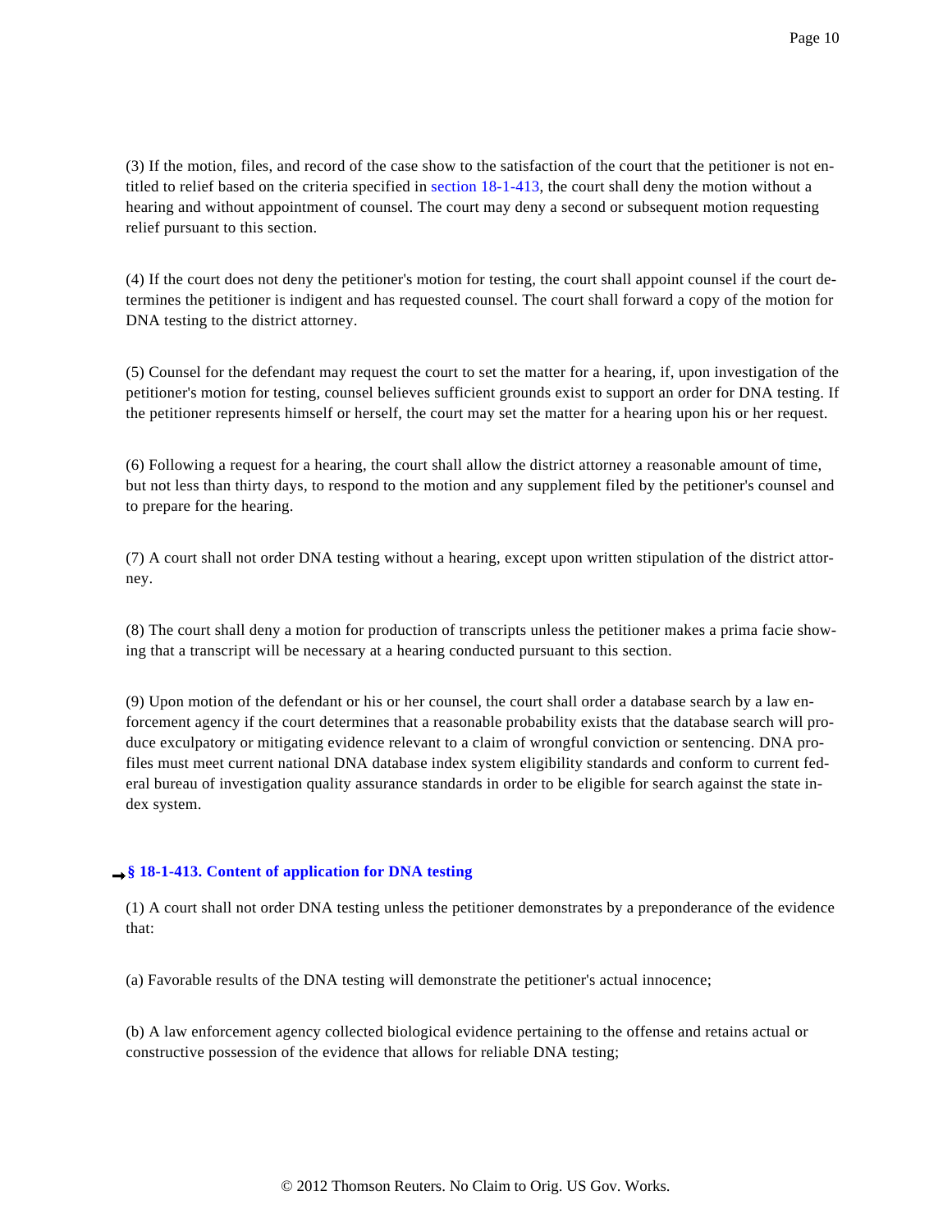(3) If the motion, files, and record of the case show to the satisfaction of the court that the petitioner is not entitled to relief based on the criteria specified in section 18-1-413, the court shall deny the motion without a hearing and without appointment of counsel. The court may deny a second or subsequent motion requesting relief pursuant to this section.

(4) If the court does not deny the petitioner's motion for testing, the court shall appoint counsel if the court determines the petitioner is indigent and has requested counsel. The court shall forward a copy of the motion for DNA testing to the district attorney.

(5) Counsel for the defendant may request the court to set the matter for a hearing, if, upon investigation of the petitioner's motion for testing, counsel believes sufficient grounds exist to support an order for DNA testing. If the petitioner represents himself or herself, the court may set the matter for a hearing upon his or her request.

(6) Following a request for a hearing, the court shall allow the district attorney a reasonable amount of time, but not less than thirty days, to respond to the motion and any supplement filed by the petitioner's counsel and to prepare for the hearing.

(7) A court shall not order DNA testing without a hearing, except upon written stipulation of the district attorney.

(8) The court shall deny a motion for production of transcripts unless the petitioner makes a prima facie showing that a transcript will be necessary at a hearing conducted pursuant to this section.

(9) Upon motion of the defendant or his or her counsel, the court shall order a database search by a law enforcement agency if the court determines that a reasonable probability exists that the database search will produce exculpatory or mitigating evidence relevant to a claim of wrongful conviction or sentencing. DNA profiles must meet current national DNA database index system eligibility standards and conform to current federal bureau of investigation quality assurance standards in order to be eligible for search against the state index system.

### § 18-1-413. Content of application for DNA testing

(1) A court shall not order DNA testing unless the petitioner demonstrates by a preponderance of the evidence that:

(a) Favorable results of the DNA testing will demonstrate the petitioner's actual innocence;

(b) A law enforcement agency collected biological evidence pertaining to the offense and retains actual or constructive possession of the evidence that allows for reliable DNA testing;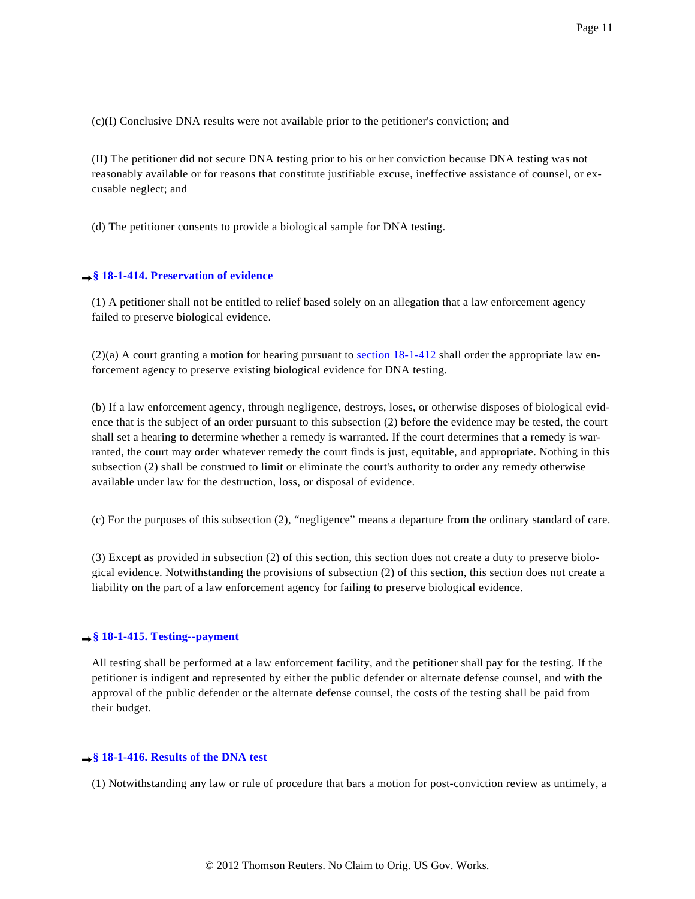(c)(I) Conclusive DNA results were not available prior to the petitioner's conviction; and

(II) The petitioner did not secure DNA testing prior to his or her conviction because DNA testing was not reasonably available or for reasons that constitute justifiable excuse, ineffective assistance of counsel, or excusable neglect; and

(d) The petitioner consents to provide a biological sample for DNA testing.

### § 18-1-414. Preservation of evidence

(1) A petitioner shall not be entitled to relief based solely on an allegation that a law enforcement agency failed to preserve biological evidence.

(2)(a) A court granting a motion for hearing pursuant to section 18-1-412 shall order the appropriate law enforcement agency to preserve existing biological evidence for DNA testing.

(b) If a law enforcement agency, through negligence, destroys, loses, or otherwise disposes of biological evidence that is the subject of an order pursuant to this subsection (2) before the evidence may be tested, the court shall set a hearing to determine whether a remedy is warranted. If the court determines that a remedy is warranted, the court may order whatever remedy the court finds is just, equitable, and appropriate. Nothing in this subsection (2) shall be construed to limit or eliminate the court's authority to order any remedy otherwise available under law for the destruction, loss, or disposal of evidence.

(c) For the purposes of this subsection (2), "negligence" means a departure from the ordinary standard of care.

(3) Except as provided in subsection (2) of this section, this section does not create a duty to preserve biological evidence. Notwithstanding the provisions of subsection (2) of this section, this section does not create a liability on the part of a law enforcement agency for failing to preserve biological evidence.

### § 18-1-415. Testing--payment

All testing shall be performed at a law enforcement facility, and the petitioner shall pay for the testing. If the petitioner is indigent and represented by either the public defender or alternate defense counsel, and with the approval of the public defender or the alternate defense counsel, the costs of the testing shall be paid from their budget.

### § 18-1-416. Results of the DNA test

(1) Notwithstanding any law or rule of procedure that bars a motion for post-conviction review as untimely, a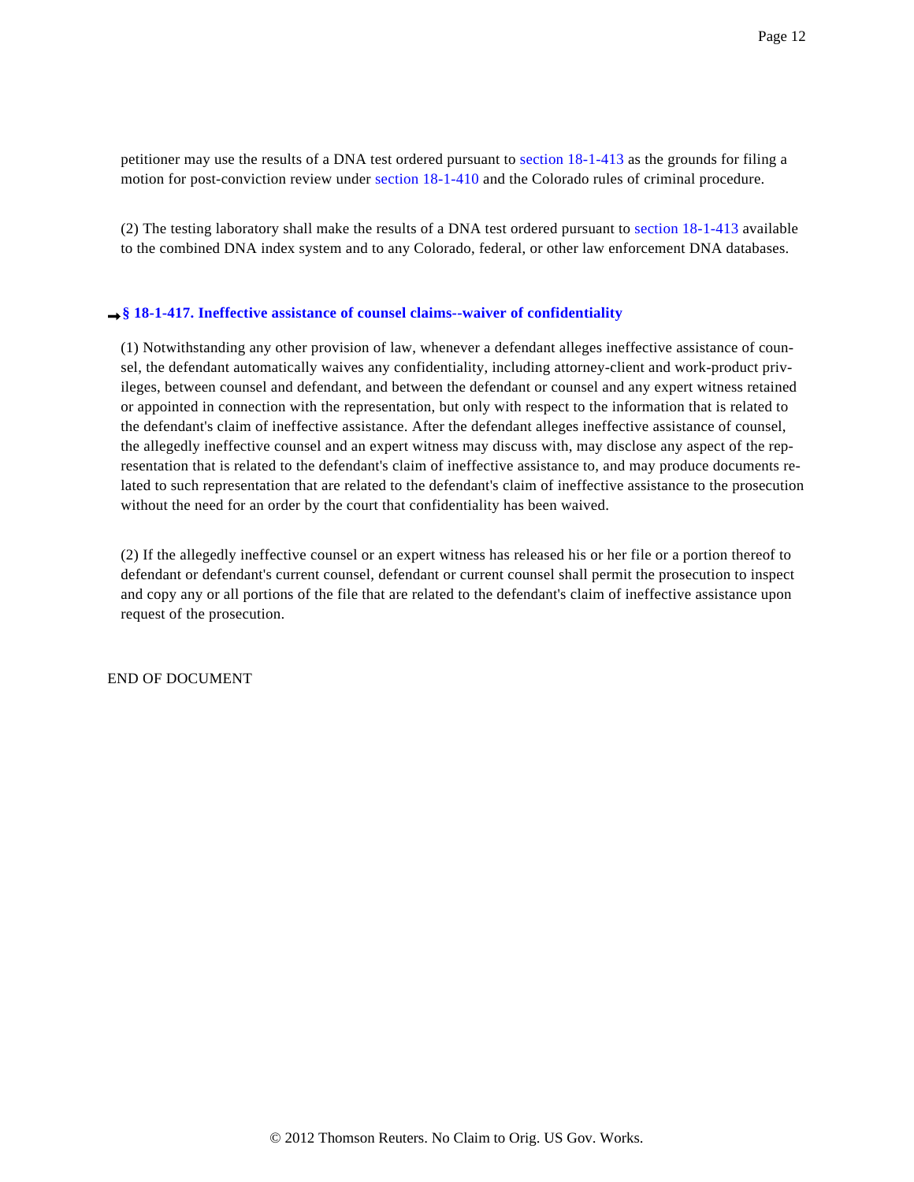petitioner may use the results of a DNA test ordered pursuant to section 18-1-413 as the grounds for filing a motion for post-conviction review under section 18-1-410 and the Colorado rules of criminal procedure.

(2) The testing laboratory shall make the results of a DNA test ordered pursuant to section 18-1-413 available to the combined DNA index system and to any Colorado, federal, or other law enforcement DNA databases.

### § 18-1-417. Ineffective assistance of counsel claims--waiver of confidentiality

(1) Notwithstanding any other provision of law, whenever a defendant alleges ineffective assistance of counsel, the defendant automatically waives any confidentiality, including attorney-client and work-product privileges, between counsel and defendant, and between the defendant or counsel and any expert witness retained or appointed in connection with the representation, but only with respect to the information that is related to the defendant's claim of ineffective assistance. After the defendant alleges ineffective assistance of counsel, the allegedly ineffective counsel and an expert witness may discuss with, may disclose any aspect of the representation that is related to the defendant's claim of ineffective assistance to, and may produce documents related to such representation that are related to the defendant's claim of ineffective assistance to the prosecution without the need for an order by the court that confidentiality has been waived.

(2) If the allegedly ineffective counsel or an expert witness has released his or her file or a portion thereof to defendant or defendant's current counsel, defendant or current counsel shall permit the prosecution to inspect and copy any or all portions of the file that are related to the defendant's claim of ineffective assistance upon request of the prosecution.

END OF DOCUMENT